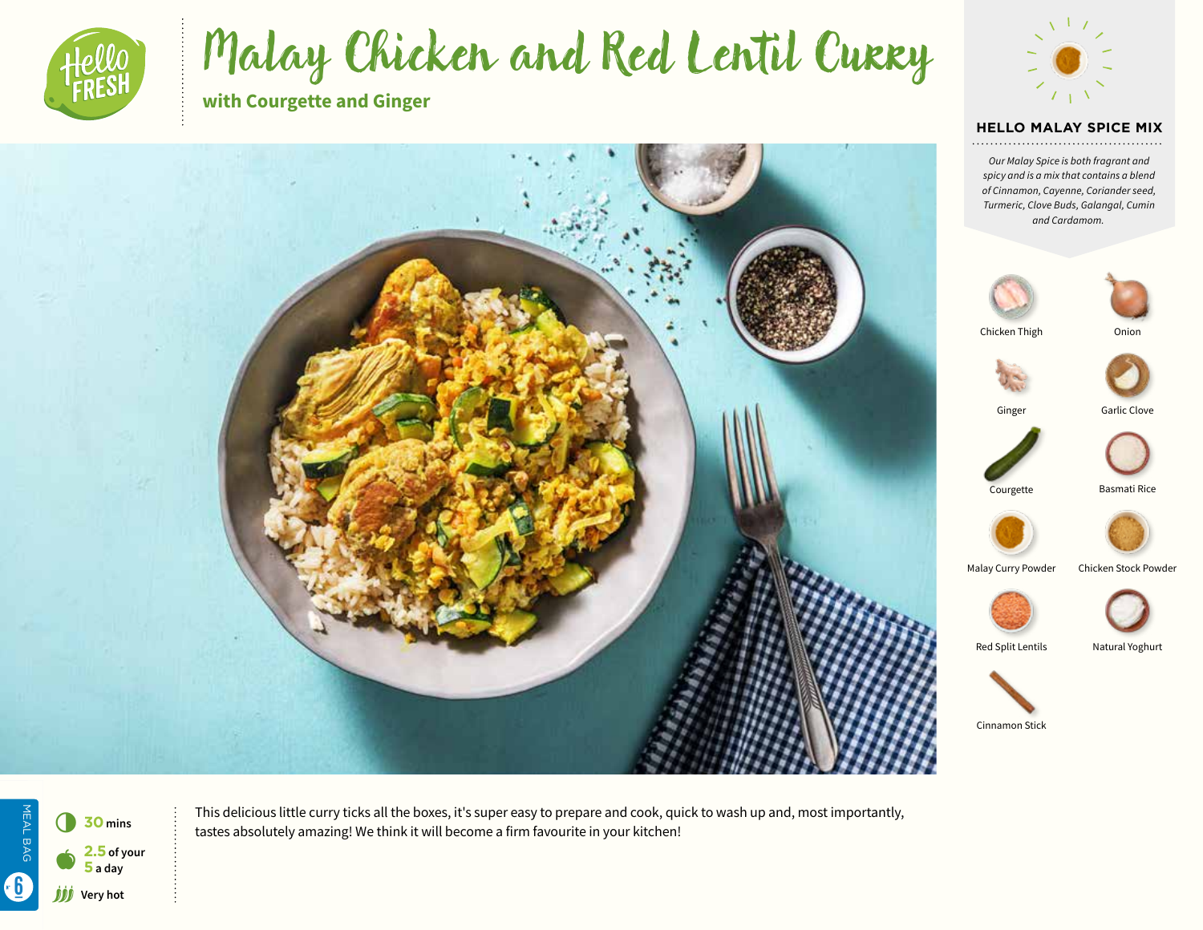# Malay Chicken and Red Lentil Curry

## with Courgette and Ginger

### HELLO MALAY SPICE MIX

*Our Malay Spice is both fragrant and spicy and is a mix that contains a blend of Cinnamon, Cayenne, Coriander seed, Turmeric, Clove Buds, Galangal, Cumin and Cardamom.*

- Chicken Thigh
- Onion
- Ginger
- Garlic Clove
- Courgette
- Basmati Rice
- Malay Curry Powder
- Chicken Stock Powder
- Red Split Lentils
- Natural Yoghurt
- Cinnamon Stick

MEAL BAG 6

**30** mins

**2.5** of your **5** a day

Very hot

This delicious little curry ticks all the boxes, it's super easy to prepare and cook, quick to wash up and, most importantly, tastes absolutely amazing! We think it will become a firm favourite in your kitchen!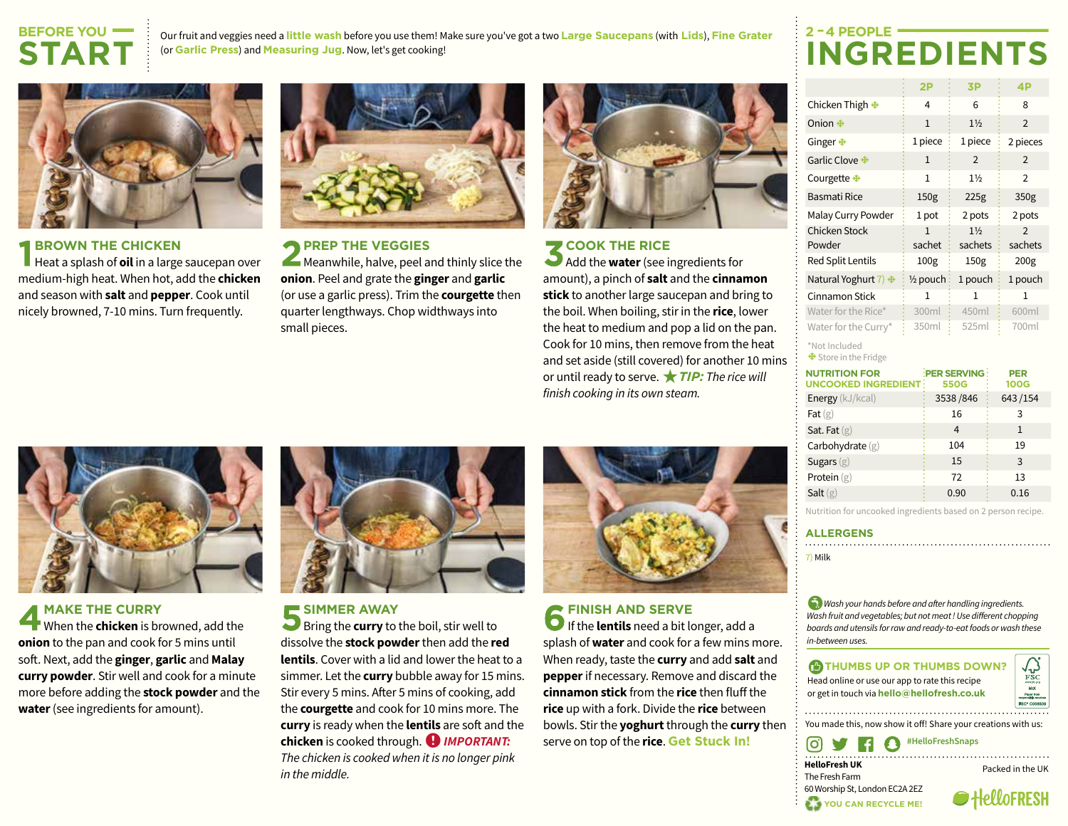# BEFORE YOU START

Our fruit and veggies need a **little wash** before you use them! Make sure you've got a two **Large Saucepans** (with **Lids**), **Fine Grater** (or **Garlic Press**) and **Measuring Jug**. Now, let's get cooking!

## 1 BROWN THE CHICKEN

Heat a splash of **oil** in a large saucepan over medium-high heat. When hot, add the **chicken** and season with **salt** and **pepper**. Cook until nicely browned, 7-10 mins. Turn frequently.

## 2 PREP THE VEGGIES

Meanwhile, halve, peel and thinly slice the **onion**. Peel and grate the **ginger** and **garlic** (or use a garlic press). Trim the **courgette** then quarter lengthways. Chop widthways into small pieces.

## 3 COOK THE RICE

Add the **water** (see ingredients for amount), a pinch of **salt** and the **cinnamon stick** to another large saucepan and bring to the boil. When boiling, stir in the **rice**, lower the heat to medium and pop a lid on the pan. Cook for 10 mins, then remove from the heat and set aside (still covered) for another 10 mins or until ready to serve. ★ ***TIP:*** *The rice will finish cooking in its own steam.*

## 4 MAKE THE CURRY

When the **chicken** is browned, add the **onion** to the pan and cook for 5 mins until soft. Next, add the **ginger**, **garlic** and **Malay curry powder**. Stir well and cook for a minute more before adding the **stock powder** and the **water** (see ingredients for amount).

## 5 SIMMER AWAY

Bring the **curry** to the boil, stir well to dissolve the **stock powder** then add the **red lentils**. Cover with a lid and lower the heat to a simmer. Let the **curry** bubble away for 15 mins. Stir every 5 mins. After 5 mins of cooking, add the **courgette** and cook for 10 mins more. The **curry** is ready when the **lentils** are soft and the **chicken** is cooked through. ❗ ***IMPORTANT:*** *The chicken is cooked when it is no longer pink in the middle.*

## 6 FINISH AND SERVE

If the **lentils** need a bit longer, add a splash of **water** and cook for a few mins more. When ready, taste the **curry** and add **salt** and **pepper** if necessary. Remove and discard the **cinnamon stick** from the **rice** then fluff the **rice** up with a fork. Divide the **rice** between bowls. Stir the **yoghurt** through the **curry** then serve on top of the **rice**. **Get Stuck In!**

# 2 - 4 PEOPLE INGREDIENTS

| | 2P | 3P | 4P |
|---|---|---|---|
| Chicken Thigh ❄ | 4 | 6 | 8 |
| Onion ❄ | 1 | 1½ | 2 |
| Ginger ❄ | 1 piece | 1 piece | 2 pieces |
| Garlic Clove ❄ | 1 | 2 | 2 |
| Courgette ❄ | 1 | 1½ | 2 |
| Basmati Rice | 150g | 225g | 350g |
| Malay Curry Powder | 1 pot | 2 pots | 2 pots |
| Chicken Stock Powder | 1 sachet | 1½ sachets | 2 sachets |
| Red Split Lentils | 100g | 150g | 200g |
| Natural Yoghurt 7) ❄ | ½ pouch | 1 pouch | 1 pouch |
| Cinnamon Stick | 1 | 1 | 1 |
| Water for the Rice* | 300ml | 450ml | 600ml |
| Water for the Curry* | 350ml | 525ml | 700ml |

*Not Included
❄ Store in the Fridge

| NUTRITION FOR UNCOOKED INGREDIENT | PER SERVING 550G | PER 100G |
|---|---|---|
| Energy (kJ/kcal) | 3538 /846 | 643 /154 |
| Fat (g) | 16 | 3 |
| Sat. Fat (g) | 4 | 1 |
| Carbohydrate (g) | 104 | 19 |
| Sugars (g) | 15 | 3 |
| Protein (g) | 72 | 13 |
| Salt (g) | 0.90 | 0.16 |

Nutrition for uncooked ingredients based on 2 person recipe.

## ALLERGENS

7) Milk

*Wash your hands before and after handling ingredients. Wash fruit and vegetables; but not meat ! Use different chopping boards and utensils for raw and ready-to-eat foods or wash these in-between uses.*

## THUMBS UP OR THUMBS DOWN?

Head online or use our app to rate this recipe or get in touch via **hello@hellofresh.co.uk**

You made this, now show it off! Share your creations with us:

#HelloFreshSnaps

**HelloFresh UK**
The Fresh Farm
60 Worship St, London EC2A 2EZ

Packed in the UK

YOU CAN RECYCLE ME!